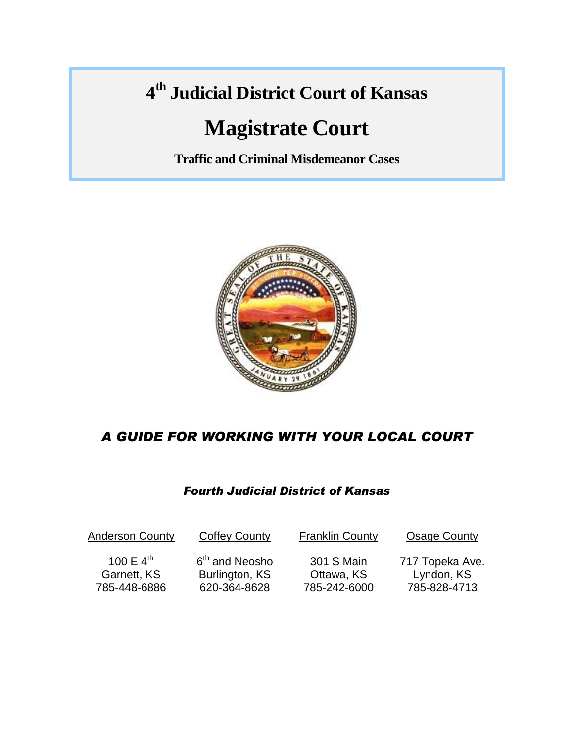# 4th Judicial District Court of Kansas

# Magistrate Court

**Traffic and Criminal Misdemeanor Cases**

## *A GUIDE FOR WORKING WITH YOUR LOCAL COURT*

### *Fourth Judicial District of Kansas*

| Anderson County | Coffey County | Franklin County | Osage County |
|---|---|---|---|
| 100 E 4th | 6th and Neosho | 301 S Main | 717 Topeka Ave. |
| Garnett, KS | Burlington, KS | Ottawa, KS | Lyndon, KS |
| 785-448-6886 | 620-364-8628 | 785-242-6000 | 785-828-4713 |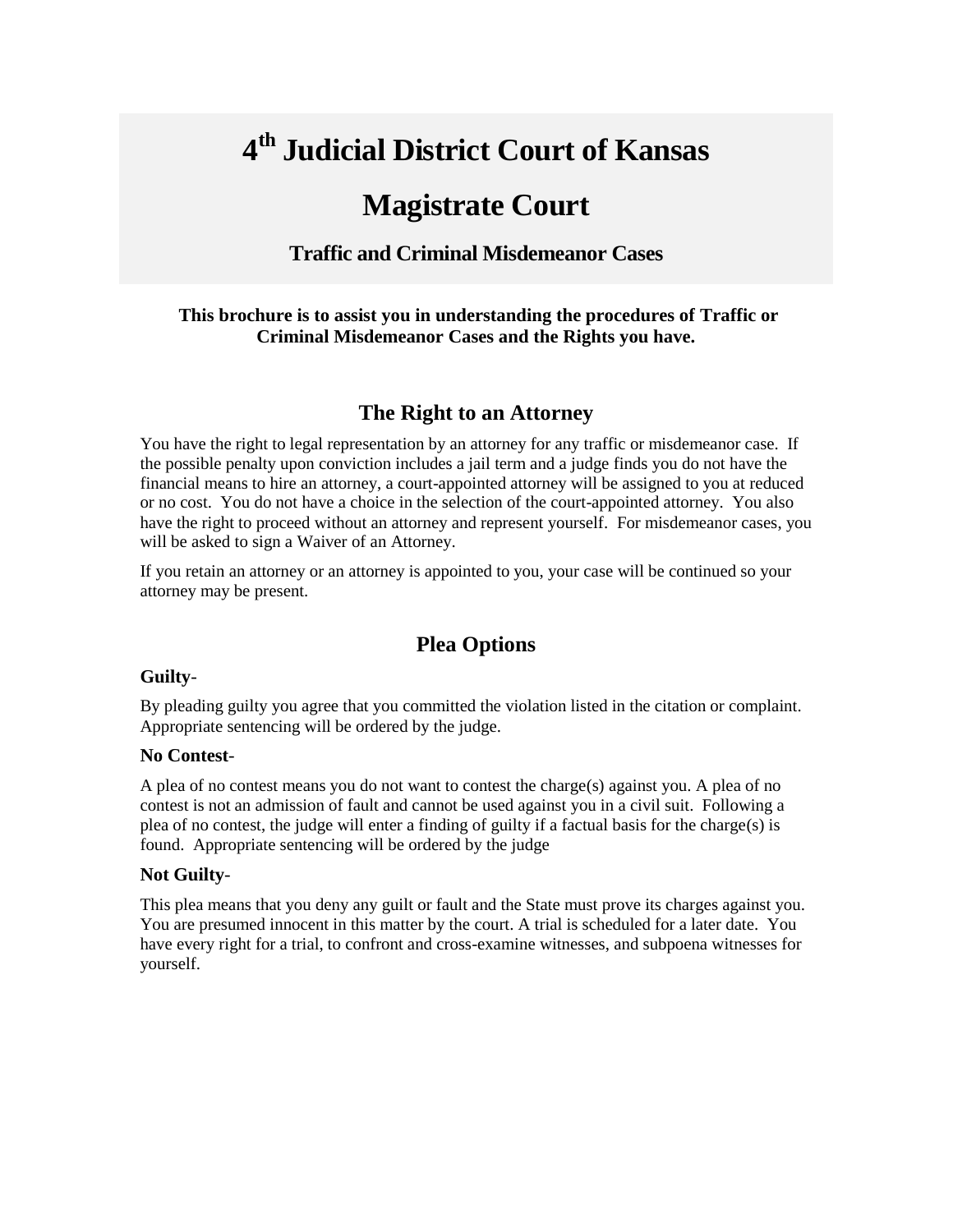# 4th Judicial District Court of Kansas

# Magistrate Court

### Traffic and Criminal Misdemeanor Cases

**This brochure is to assist you in understanding the procedures of Traffic or Criminal Misdemeanor Cases and the Rights you have.**

## The Right to an Attorney

You have the right to legal representation by an attorney for any traffic or misdemeanor case. If the possible penalty upon conviction includes a jail term and a judge finds you do not have the financial means to hire an attorney, a court-appointed attorney will be assigned to you at reduced or no cost. You do not have a choice in the selection of the court-appointed attorney. You also have the right to proceed without an attorney and represent yourself. For misdemeanor cases, you will be asked to sign a Waiver of an Attorney.

If you retain an attorney or an attorney is appointed to you, your case will be continued so your attorney may be present.

## Plea Options

**Guilty**-

By pleading guilty you agree that you committed the violation listed in the citation or complaint. Appropriate sentencing will be ordered by the judge.

**No Contest**-

A plea of no contest means you do not want to contest the charge(s) against you. A plea of no contest is not an admission of fault and cannot be used against you in a civil suit. Following a plea of no contest, the judge will enter a finding of guilty if a factual basis for the charge(s) is found. Appropriate sentencing will be ordered by the judge

**Not Guilty**-

This plea means that you deny any guilt or fault and the State must prove its charges against you. You are presumed innocent in this matter by the court. A trial is scheduled for a later date. You have every right for a trial, to confront and cross-examine witnesses, and subpoena witnesses for yourself.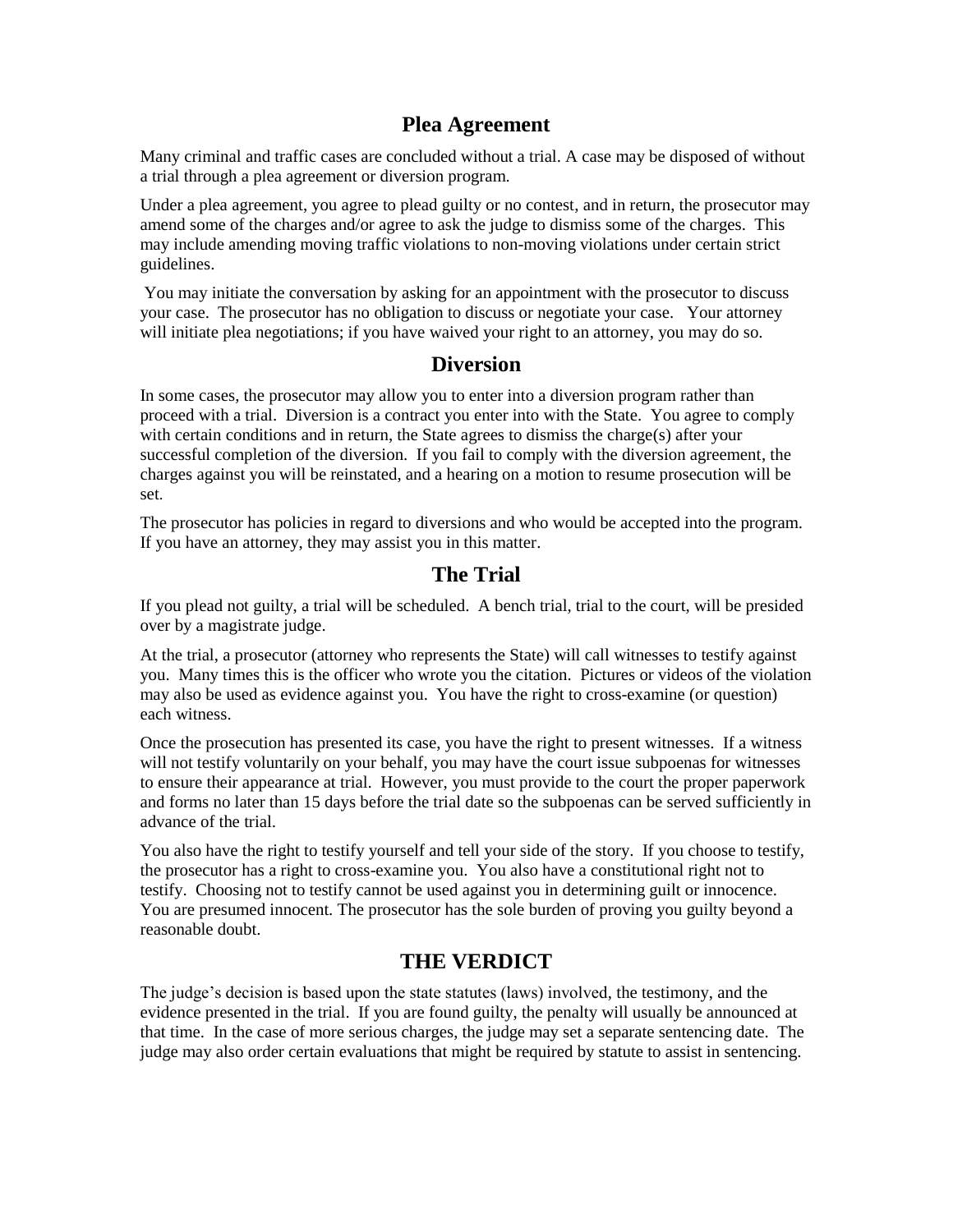## Plea Agreement

Many criminal and traffic cases are concluded without a trial. A case may be disposed of without a trial through a plea agreement or diversion program.

Under a plea agreement, you agree to plead guilty or no contest, and in return, the prosecutor may amend some of the charges and/or agree to ask the judge to dismiss some of the charges. This may include amending moving traffic violations to non-moving violations under certain strict guidelines.

You may initiate the conversation by asking for an appointment with the prosecutor to discuss your case. The prosecutor has no obligation to discuss or negotiate your case. Your attorney will initiate plea negotiations; if you have waived your right to an attorney, you may do so.

## Diversion

In some cases, the prosecutor may allow you to enter into a diversion program rather than proceed with a trial. Diversion is a contract you enter into with the State. You agree to comply with certain conditions and in return, the State agrees to dismiss the charge(s) after your successful completion of the diversion. If you fail to comply with the diversion agreement, the charges against you will be reinstated, and a hearing on a motion to resume prosecution will be set.

The prosecutor has policies in regard to diversions and who would be accepted into the program. If you have an attorney, they may assist you in this matter.

## The Trial

If you plead not guilty, a trial will be scheduled. A bench trial, trial to the court, will be presided over by a magistrate judge.

At the trial, a prosecutor (attorney who represents the State) will call witnesses to testify against you. Many times this is the officer who wrote you the citation. Pictures or videos of the violation may also be used as evidence against you. You have the right to cross-examine (or question) each witness.

Once the prosecution has presented its case, you have the right to present witnesses. If a witness will not testify voluntarily on your behalf, you may have the court issue subpoenas for witnesses to ensure their appearance at trial. However, you must provide to the court the proper paperwork and forms no later than 15 days before the trial date so the subpoenas can be served sufficiently in advance of the trial.

You also have the right to testify yourself and tell your side of the story. If you choose to testify, the prosecutor has a right to cross-examine you. You also have a constitutional right not to testify. Choosing not to testify cannot be used against you in determining guilt or innocence. You are presumed innocent. The prosecutor has the sole burden of proving you guilty beyond a reasonable doubt.

## THE VERDICT

The judge's decision is based upon the state statutes (laws) involved, the testimony, and the evidence presented in the trial. If you are found guilty, the penalty will usually be announced at that time. In the case of more serious charges, the judge may set a separate sentencing date. The judge may also order certain evaluations that might be required by statute to assist in sentencing.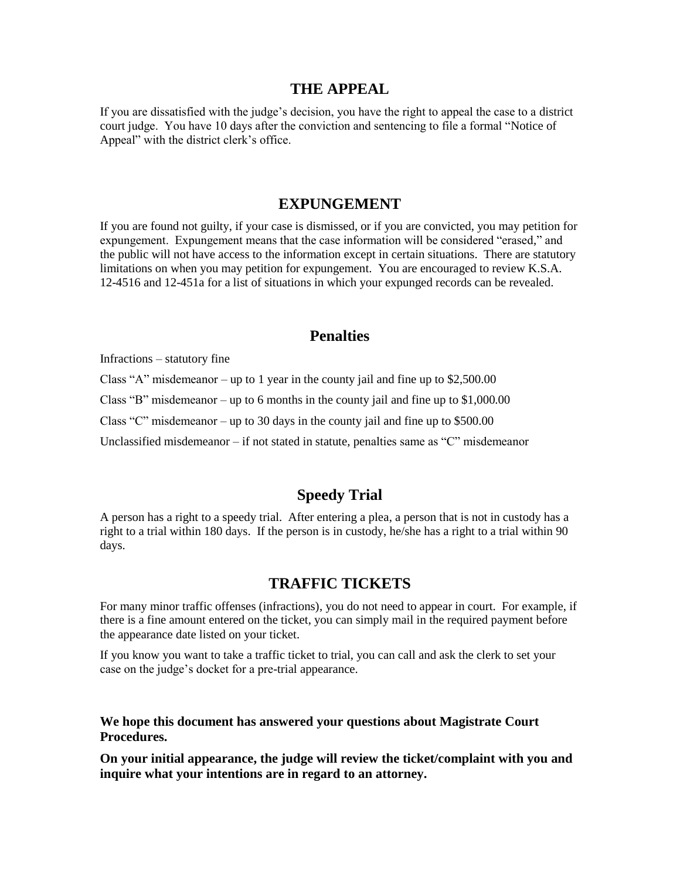## THE APPEAL

If you are dissatisfied with the judge's decision, you have the right to appeal the case to a district court judge. You have 10 days after the conviction and sentencing to file a formal "Notice of Appeal" with the district clerk's office.

## EXPUNGEMENT

If you are found not guilty, if your case is dismissed, or if you are convicted, you may petition for expungement. Expungement means that the case information will be considered "erased," and the public will not have access to the information except in certain situations. There are statutory limitations on when you may petition for expungement. You are encouraged to review K.S.A. 12-4516 and 12-451a for a list of situations in which your expunged records can be revealed.

## Penalties

Infractions – statutory fine

Class "A" misdemeanor – up to 1 year in the county jail and fine up to $2,500.00

Class "B" misdemeanor – up to 6 months in the county jail and fine up to $1,000.00

Class "C" misdemeanor – up to 30 days in the county jail and fine up to $500.00

Unclassified misdemeanor – if not stated in statute, penalties same as "C" misdemeanor

## Speedy Trial

A person has a right to a speedy trial. After entering a plea, a person that is not in custody has a right to a trial within 180 days. If the person is in custody, he/she has a right to a trial within 90 days.

## TRAFFIC TICKETS

For many minor traffic offenses (infractions), you do not need to appear in court. For example, if there is a fine amount entered on the ticket, you can simply mail in the required payment before the appearance date listed on your ticket.

If you know you want to take a traffic ticket to trial, you can call and ask the clerk to set your case on the judge's docket for a pre-trial appearance.

**We hope this document has answered your questions about Magistrate Court Procedures.**

**On your initial appearance, the judge will review the ticket/complaint with you and inquire what your intentions are in regard to an attorney.**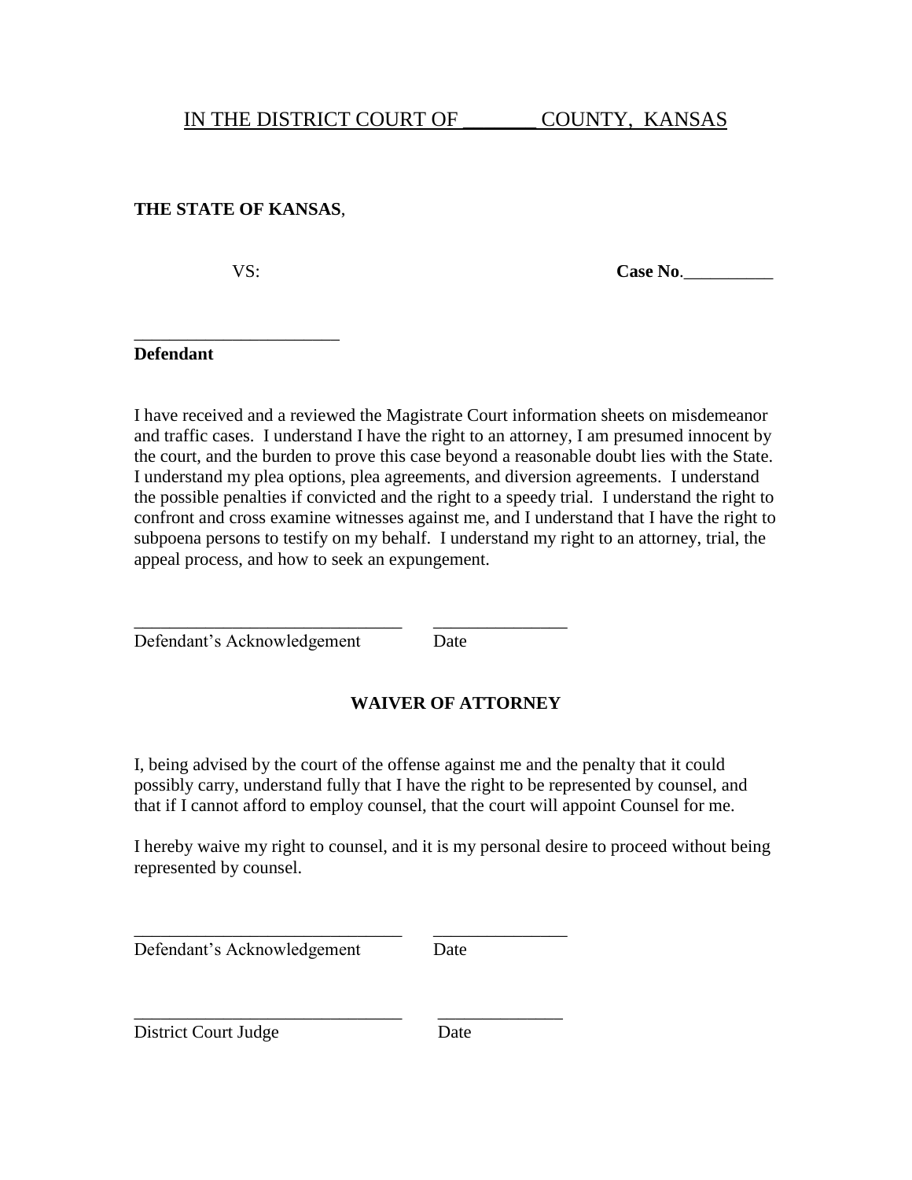IN THE DISTRICT COURT OF _______ COUNTY, KANSAS

**THE STATE OF KANSAS**,

VS: **Case No**.__________

_______________________
**Defendant**

I have received and a reviewed the Magistrate Court information sheets on misdemeanor and traffic cases. I understand I have the right to an attorney, I am presumed innocent by the court, and the burden to prove this case beyond a reasonable doubt lies with the State. I understand my plea options, plea agreements, and diversion agreements. I understand the possible penalties if convicted and the right to a speedy trial. I understand the right to confront and cross examine witnesses against me, and I understand that I have the right to subpoena persons to testify on my behalf. I understand my right to an attorney, trial, the appeal process, and how to seek an expungement.

______________________________ _______________
Defendant's Acknowledgement Date

**WAIVER OF ATTORNEY**

I, being advised by the court of the offense against me and the penalty that it could possibly carry, understand fully that I have the right to be represented by counsel, and that if I cannot afford to employ counsel, that the court will appoint Counsel for me.

I hereby waive my right to counsel, and it is my personal desire to proceed without being represented by counsel.

______________________________ _______________
Defendant's Acknowledgement Date

______________________________ ______________
District Court Judge Date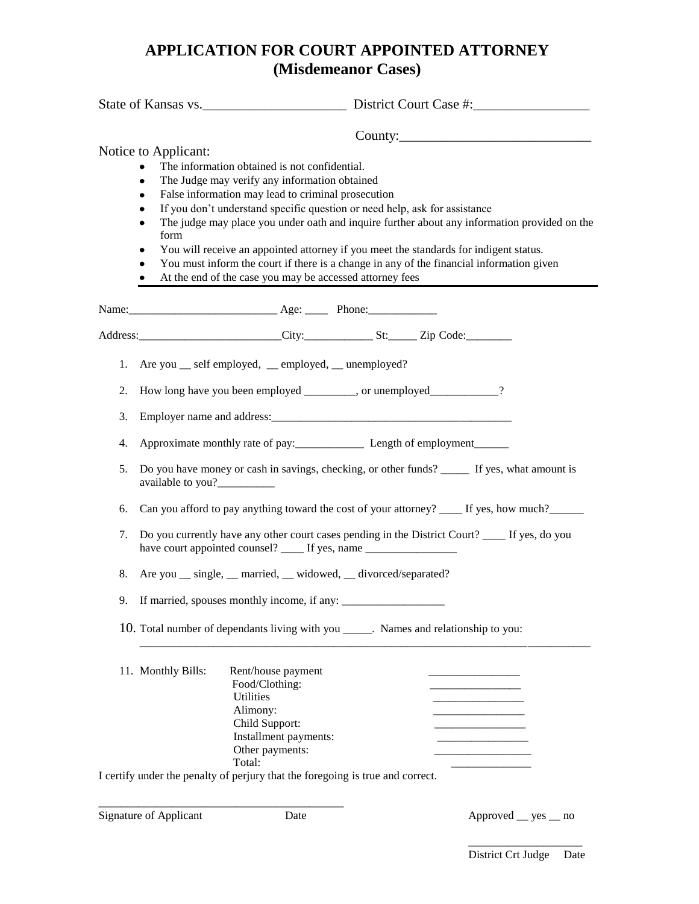# APPLICATION FOR COURT APPOINTED ATTORNEY
## (Misdemeanor Cases)

State of Kansas vs.____________________ District Court Case #:________________

County:___________________________

Notice to Applicant:

- The information obtained is not confidential.
- The Judge may verify any information obtained
- False information may lead to criminal prosecution
- If you don't understand specific question or need help, ask for assistance
- The judge may place you under oath and inquire further about any information provided on the form
- You will receive an appointed attorney if you meet the standards for indigent status.
- You must inform the court if there is a change in any of the financial information given
- At the end of the case you may be accessed attorney fees

---

Name:_________________________ Age: ____ Phone:____________

Address:_________________________City:____________ St:_____ Zip Code:________

1. Are you __ self employed, __ employed, __ unemployed?
2. How long have you been employed _________, or unemployed____________?
3. Employer name and address:_________________________________________
4. Approximate monthly rate of pay:____________ Length of employment______
5. Do you have money or cash in savings, checking, or other funds? _____ If yes, what amount is available to you?__________
6. Can you afford to pay anything toward the cost of your attorney? ____ If yes, how much?______
7. Do you currently have any other court cases pending in the District Court? ____ If yes, do you have court appointed counsel? ____ If yes, name ________________
8. Are you __ single, __ married, __ widowed, __ divorced/separated?
9. If married, spouses monthly income, if any: __________________
10. Total number of dependants living with you _____. Names and relationship to you: ______________________________________________________________________________
11. Monthly Bills:

| | | |
|---|---|---|
| Monthly Bills: | Rent/house payment | ________________ |
| | Food/Clothing: | ________________ |
| | Utilities | ________________ |
| | Alimony: | ________________ |
| | Child Support: | ________________ |
| | Installment payments: | ________________ |
| | Other payments: | ________________ |
| | Total: | ______________ |

I certify under the penalty of perjury that the foregoing is true and correct.

___________________________________________
Signature of Applicant Date

Approved __ yes __ no

____________________
District Crt Judge Date